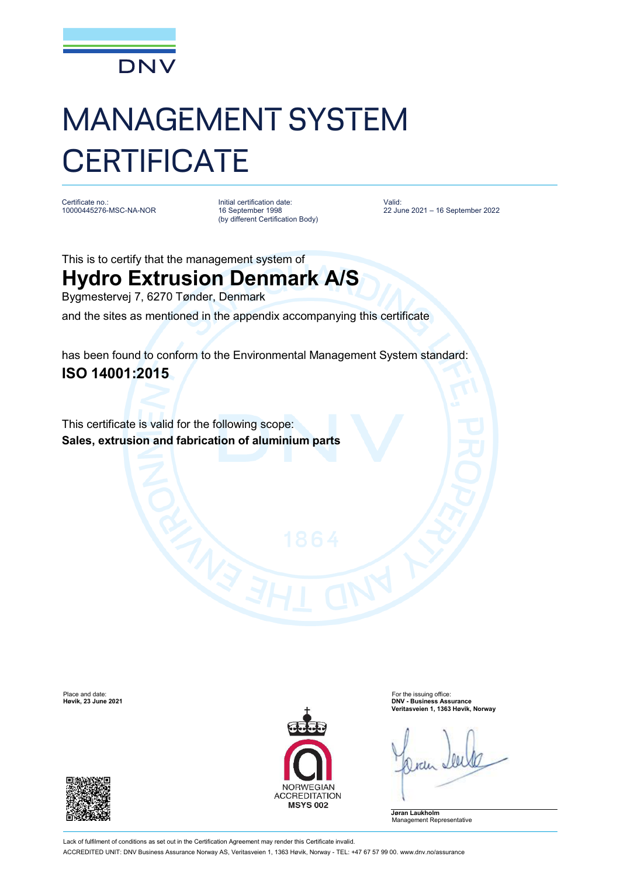DNV

# MANAGEMENT SYSTEM CERTIFICATE

| Certificate no.: | Initial certification date: | Valid: |
| --- | --- | --- |
| 10000445276-MSC-NA-NOR | 16 September 1998 (by different Certification Body) | 22 June 2021 – 16 September 2022 |

This is to certify that the management system of

## Hydro Extrusion Denmark A/S

Bygmestervej 7, 6270 Tønder, Denmark

and the sites as mentioned in the appendix accompanying this certificate

has been found to conform to the Environmental Management System standard:

**ISO 14001:2015**

This certificate is valid for the following scope:

**Sales, extrusion and fabrication of aluminium parts**

Place and date:
**Høvik, 23 June 2021**

NORWEGIAN ACCREDITATION
**MSYS 002**

For the issuing office:
**DNV - Business Assurance**
**Veritasveien 1, 1363 Høvik, Norway**

**Jøran Laukholm**
Management Representative

Lack of fulfilment of conditions as set out in the Certification Agreement may render this Certificate invalid.

ACCREDITED UNIT: DNV Business Assurance Norway AS, Veritasveien 1, 1363 Høvik, Norway - TEL: +47 67 57 99 00. www.dnv.no/assurance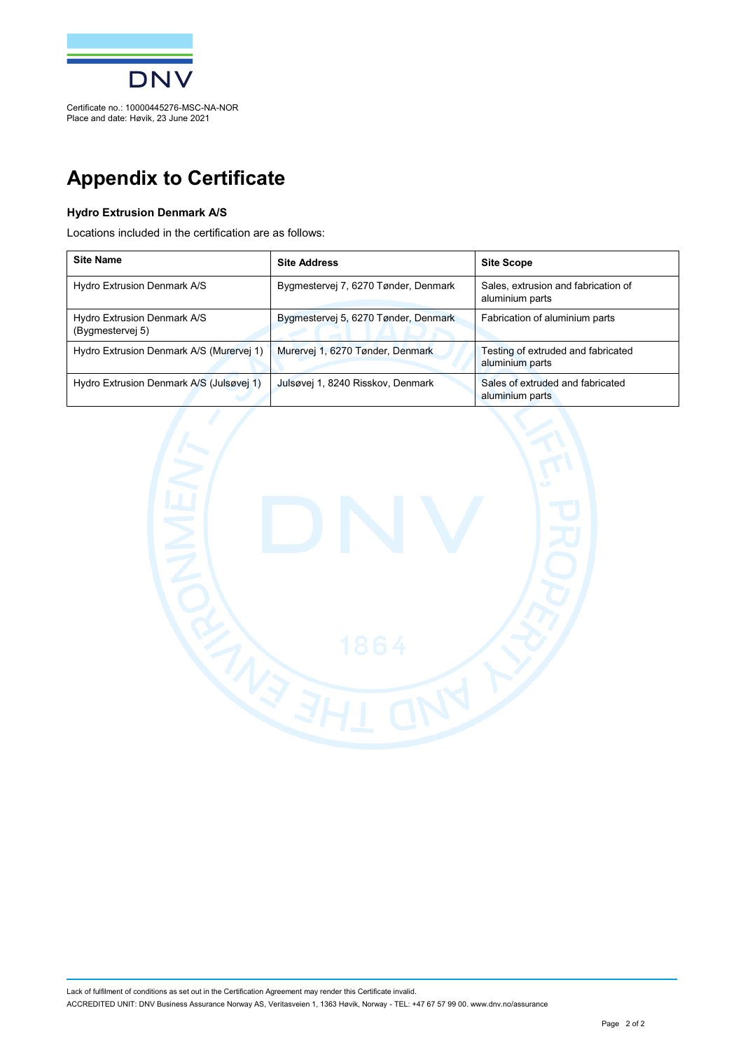Certificate no.: 10000445276-MSC-NA-NOR
Place and date: Høvik, 23 June 2021

# Appendix to Certificate

### Hydro Extrusion Denmark A/S

Locations included in the certification are as follows:

| Site Name | Site Address | Site Scope |
|---|---|---|
| Hydro Extrusion Denmark A/S | Bygmestervej 7, 6270 Tønder, Denmark | Sales, extrusion and fabrication of aluminium parts |
| Hydro Extrusion Denmark A/S (Bygmestervej 5) | Bygmestervej 5, 6270 Tønder, Denmark | Fabrication of aluminium parts |
| Hydro Extrusion Denmark A/S (Murervej 1) | Murervej 1, 6270 Tønder, Denmark | Testing of extruded and fabricated aluminium parts |
| Hydro Extrusion Denmark A/S (Julsøvej 1) | Julsøvej 1, 8240 Risskov, Denmark | Sales of extruded and fabricated aluminium parts |

Lack of fulfilment of conditions as set out in the Certification Agreement may render this Certificate invalid.

ACCREDITED UNIT: DNV Business Assurance Norway AS, Veritasveien 1, 1363 Høvik, Norway - TEL: +47 67 57 99 00. www.dnv.no/assurance